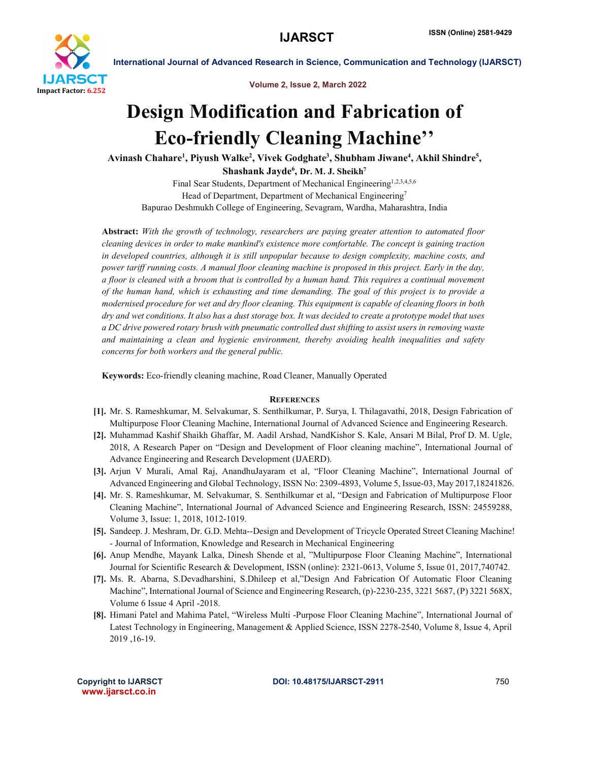# Design Modification and Fabrication of Eco-friendly Cleaning Machine''

**Avinash Chahare[1], Piyush Walke[2], Vivek Godghate[3], Shubham Jiwane[4], Akhil Shindre[5], Shashank Jayde[6], Dr. M. J. Sheikh[7]**

Final Sear Students, Department of Mechanical Engineering[1,2,3,4,5,6]

Head of Department, Department of Mechanical Engineering[7]

Bapurao Deshmukh College of Engineering, Sevagram, Wardha, Maharashtra, India

**Abstract:** *With the growth of technology, researchers are paying greater attention to automated floor cleaning devices in order to make mankind's existence more comfortable. The concept is gaining traction in developed countries, although it is still unpopular because to design complexity, machine costs, and power tariff running costs. A manual floor cleaning machine is proposed in this project. Early in the day, a floor is cleaned with a broom that is controlled by a human hand. This requires a continual movement of the human hand, which is exhausting and time demanding. The goal of this project is to provide a modernised procedure for wet and dry floor cleaning. This equipment is capable of cleaning floors in both dry and wet conditions. It also has a dust storage box. It was decided to create a prototype model that uses a DC drive powered rotary brush with pneumatic controlled dust shifting to assist users in removing waste and maintaining a clean and hygienic environment, thereby avoiding health inequalities and safety concerns for both workers and the general public.*

**Keywords:** Eco-friendly cleaning machine, Road Cleaner, Manually Operated

## REFERENCES

**[1].** Mr. S. Rameshkumar, M. Selvakumar, S. Senthilkumar, P. Surya, I. Thilagavathi, 2018, Design Fabrication of Multipurpose Floor Cleaning Machine, International Journal of Advanced Science and Engineering Research.

**[2].** Muhammad Kashif Shaikh Ghaffar, M. Aadil Arshad, NandKishor S. Kale, Ansari M Bilal, Prof D. M. Ugle, 2018, A Research Paper on "Design and Development of Floor cleaning machine", International Journal of Advance Engineering and Research Development (IJAERD).

**[3].** Arjun V Murali, Amal Raj, AnandhuJayaram et al, "Floor Cleaning Machine", International Journal of Advanced Engineering and Global Technology, ISSN No: 2309-4893, Volume 5, Issue-03, May 2017,18241826.

**[4].** Mr. S. Rameshkumar, M. Selvakumar, S. Senthilkumar et al, "Design and Fabrication of Multipurpose Floor Cleaning Machine", International Journal of Advanced Science and Engineering Research, ISSN: 24559288, Volume 3, Issue: 1, 2018, 1012-1019.

**[5].** Sandeep. J. Meshram, Dr. G.D. Mehta--Design and Development of Tricycle Operated Street Cleaning Machine! - Journal of Information, Knowledge and Research in Mechanical Engineering

**[6].** Anup Mendhe, Mayank Lalka, Dinesh Shende et al, "Multipurpose Floor Cleaning Machine", International Journal for Scientific Research & Development, ISSN (online): 2321-0613, Volume 5, Issue 01, 2017,740742.

**[7].** Ms. R. Abarna, S.Devadharshini, S.Dhileep et al,"Design And Fabrication Of Automatic Floor Cleaning Machine", International Journal of Science and Engineering Research, (p)-2230-235, 3221 5687, (P) 3221 568X, Volume 6 Issue 4 April -2018.

**[8].** Himani Patel and Mahima Patel, "Wireless Multi -Purpose Floor Cleaning Machine", International Journal of Latest Technology in Engineering, Management & Applied Science, ISSN 2278-2540, Volume 8, Issue 4, April 2019 ,16-19.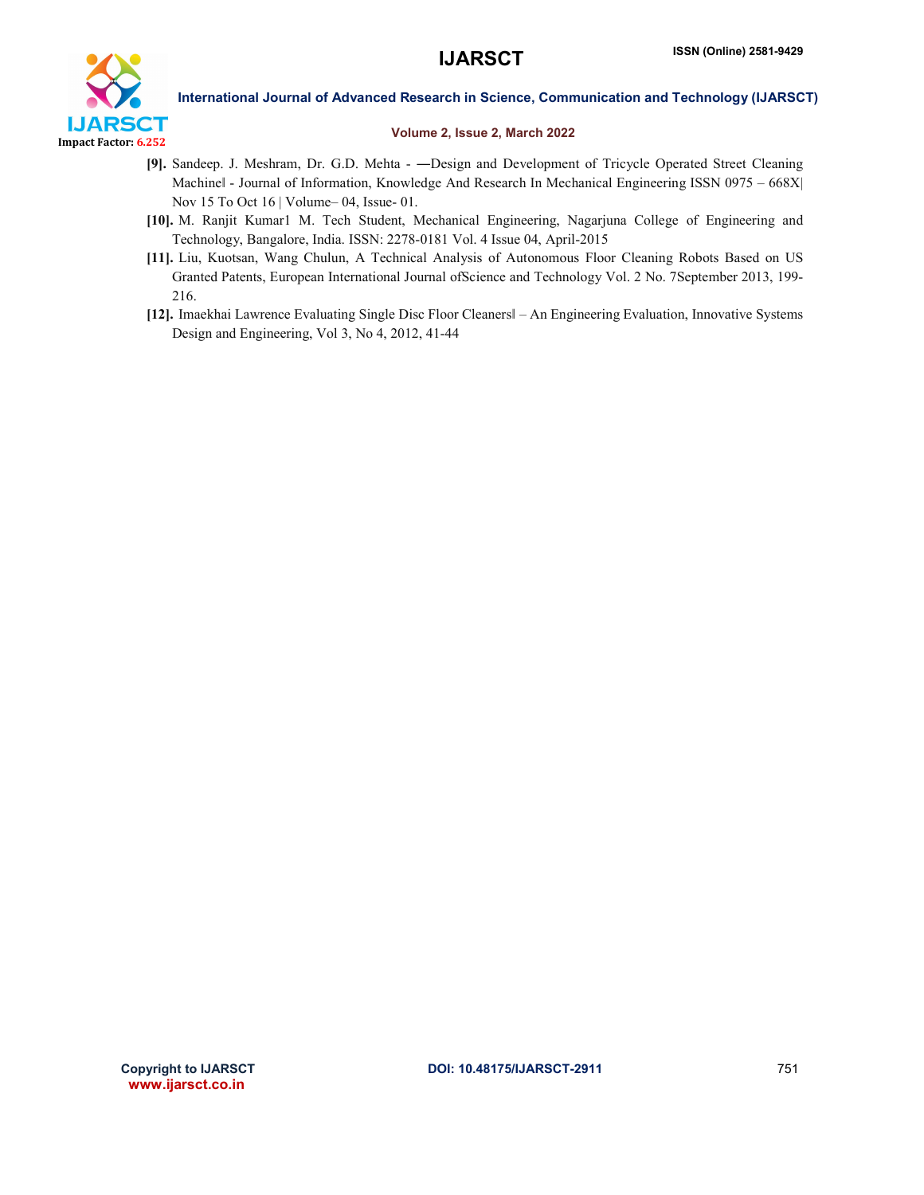**[9].** Sandeep. J. Meshram, Dr. G.D. Mehta - ―Design and Development of Tricycle Operated Street Cleaning Machine‖ - Journal of Information, Knowledge And Research In Mechanical Engineering ISSN 0975 – 668X| Nov 15 To Oct 16 | Volume– 04, Issue- 01.

**[10].** M. Ranjit Kumar1 M. Tech Student, Mechanical Engineering, Nagarjuna College of Engineering and Technology, Bangalore, India. ISSN: 2278-0181 Vol. 4 Issue 04, April-2015

**[11].** Liu, Kuotsan, Wang Chulun, A Technical Analysis of Autonomous Floor Cleaning Robots Based on US Granted Patents, European International Journal ofScience and Technology Vol. 2 No. 7September 2013, 199-216.

**[12].** Imaekhai Lawrence Evaluating Single Disc Floor Cleaners‖ – An Engineering Evaluation, Innovative Systems Design and Engineering, Vol 3, No 4, 2012, 41-44